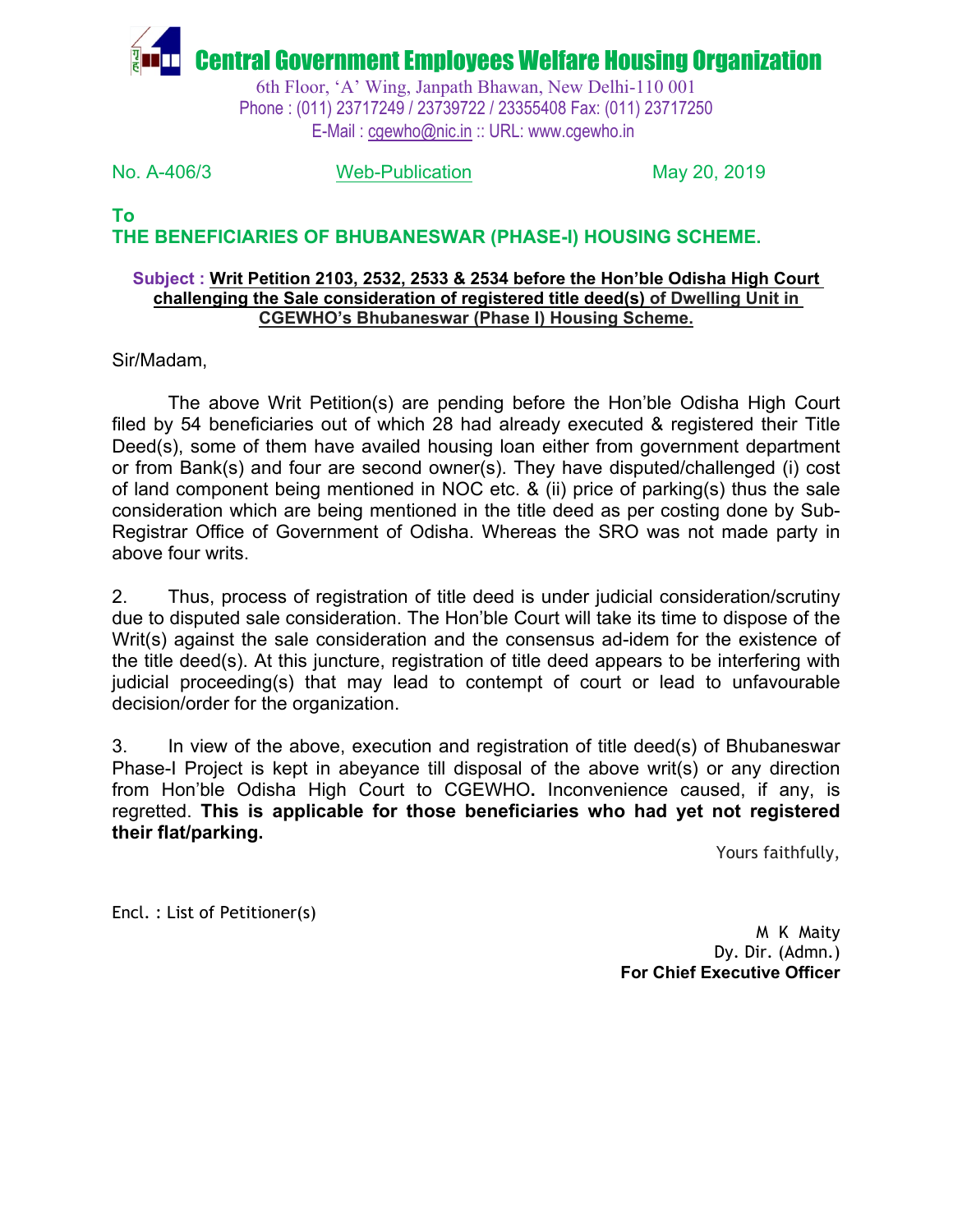# Central Government Employees Welfare Housing Organization

6th Floor, 'A' Wing, Janpath Bhawan, New Delhi-110 001
Phone : (011) 23717249 / 23739722 / 23355408 Fax: (011) 23717250
E-Mail : cgewho@nic.in :: URL: www.cgewho.in

No. A-406/3 &nbsp;&nbsp;&nbsp;&nbsp;&nbsp;&nbsp;&nbsp;&nbsp; Web-Publication &nbsp;&nbsp;&nbsp;&nbsp;&nbsp;&nbsp;&nbsp;&nbsp; May 20, 2019

**To**
**THE BENEFICIARIES OF BHUBANESWAR (PHASE-I) HOUSING SCHEME.**

**Subject : Writ Petition 2103, 2532, 2533 & 2534 before the Hon'ble Odisha High Court challenging the Sale consideration of registered title deed(s) of Dwelling Unit in CGEWHO's Bhubaneswar (Phase I) Housing Scheme.**

Sir/Madam,

The above Writ Petition(s) are pending before the Hon'ble Odisha High Court filed by 54 beneficiaries out of which 28 had already executed & registered their Title Deed(s), some of them have availed housing loan either from government department or from Bank(s) and four are second owner(s). They have disputed/challenged (i) cost of land component being mentioned in NOC etc. & (ii) price of parking(s) thus the sale consideration which are being mentioned in the title deed as per costing done by Sub-Registrar Office of Government of Odisha. Whereas the SRO was not made party in above four writs.

2. Thus, process of registration of title deed is under judicial consideration/scrutiny due to disputed sale consideration. The Hon'ble Court will take its time to dispose of the Writ(s) against the sale consideration and the consensus ad-idem for the existence of the title deed(s). At this juncture, registration of title deed appears to be interfering with judicial proceeding(s) that may lead to contempt of court or lead to unfavourable decision/order for the organization.

3. In view of the above, execution and registration of title deed(s) of Bhubaneswar Phase-I Project is kept in abeyance till disposal of the above writ(s) or any direction from Hon'ble Odisha High Court to CGEWHO**.** Inconvenience caused, if any, is regretted. **This is applicable for those beneficiaries who had yet not registered their flat/parking.**

Yours faithfully,

Encl. : List of Petitioner(s)

M K Maity
Dy. Dir. (Admn.)
**For Chief Executive Officer**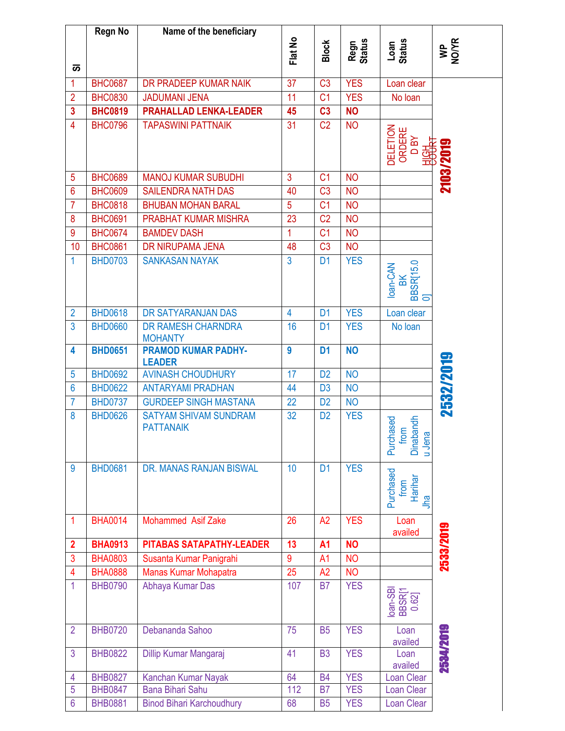| Sl | Regn No | Name of the beneficiary | Flat No | Block | Regn Status | Loan Status | WP NO/YR |
|---|---|---|---|---|---|---|---|
| 1 | BHC0687 | DR PRADEEP KUMAR NAIK | 37 | C3 | YES | Loan clear | 2103/2019 |
| 2 | BHC0830 | JADUMANI JENA | 11 | C1 | YES | No loan | |
| **3** | **BHC0819** | **PRAHALLAD LENKA-LEADER** | **45** | **C3** | **NO** | | |
| 4 | BHC0796 | TAPASWINI PATTNAIK | 31 | C2 | NO | DELETION ORDERED BY HIGH COURT | |
| 5 | BHC0689 | MANOJ KUMAR SUBUDHI | 3 | C1 | NO | | |
| 6 | BHC0609 | SAILENDRA NATH DAS | 40 | C3 | NO | | |
| 7 | BHC0818 | BHUBAN MOHAN BARAL | 5 | C1 | NO | | |
| 8 | BHC0691 | PRABHAT KUMAR MISHRA | 23 | C2 | NO | | |
| 9 | BHC0674 | BAMDEV DASH | 1 | C1 | NO | | |
| 10 | BHC0861 | DR NIRUPAMA JENA | 48 | C3 | NO | | |
| 1 | BHD0703 | SANKASAN NAYAK | 3 | D1 | YES | loan-CAN BK BBSR[15.00] | 2532/2019 |
| 2 | BHD0618 | DR SATYARANJAN DAS | 4 | D1 | YES | Loan clear | |
| 3 | BHD0660 | DR RAMESH CHARNDRA MOHANTY | 16 | D1 | YES | No loan | |
| **4** | **BHD0651** | **PRAMOD KUMAR PADHY-LEADER** | **9** | **D1** | **NO** | | |
| 5 | BHD0692 | AVINASH CHOUDHURY | 17 | D2 | NO | | |
| 6 | BHD0622 | ANTARYAMI PRADHAN | 44 | D3 | NO | | |
| 7 | BHD0737 | GURDEEP SINGH MASTANA | 22 | D2 | NO | | |
| 8 | BHD0626 | SATYAM SHIVAM SUNDRAM PATTANAIK | 32 | D2 | YES | Purchased from Dinabandhu Jena | |
| 9 | BHD0681 | DR. MANAS RANJAN BISWAL | 10 | D1 | YES | Purchased from Harihar Jha | |
| 1 | BHA0014 | Mohammed Asif Zake | 26 | A2 | YES | Loan availed | 2533/2019 |
| **2** | **BHA0913** | **PITABAS SATAPATHY-LEADER** | **13** | **A1** | **NO** | | |
| 3 | BHA0803 | Susanta Kumar Panigrahi | 9 | A1 | NO | | |
| 4 | BHA0888 | Manas Kumar Mohapatra | 25 | A2 | NO | | |
| 1 | BHB0790 | Abhaya Kumar Das | 107 | B7 | YES | loan-SBI BBSR[10.62] | 2534/2019 |
| 2 | BHB0720 | Debananda Sahoo | 75 | B5 | YES | Loan availed | |
| 3 | BHB0822 | Dillip Kumar Mangaraj | 41 | B3 | YES | Loan availed | |
| 4 | BHB0827 | Kanchan Kumar Nayak | 64 | B4 | YES | Loan Clear | |
| 5 | BHB0847 | Bana Bihari Sahu | 112 | B7 | YES | Loan Clear | |
| 6 | BHB0881 | Binod Bihari Karchoudhury | 68 | B5 | YES | Loan Clear | |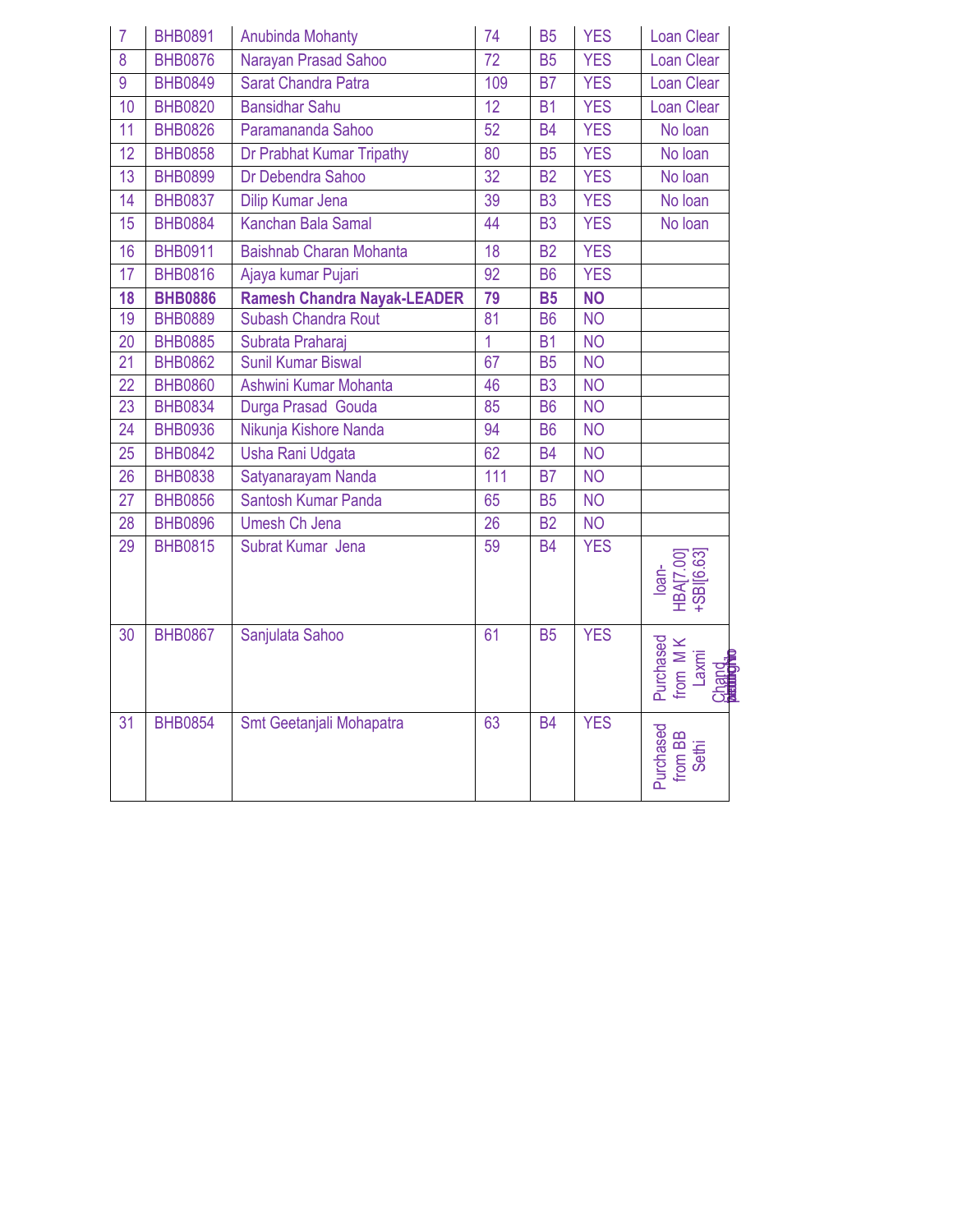| 7 | BHB0891 | Anubinda Mohanty | 74 | B5 | YES | Loan Clear |
|---|---|---|---|---|---|---|
| 8 | BHB0876 | Narayan Prasad Sahoo | 72 | B5 | YES | Loan Clear |
| 9 | BHB0849 | Sarat Chandra Patra | 109 | B7 | YES | Loan Clear |
| 10 | BHB0820 | Bansidhar Sahu | 12 | B1 | YES | Loan Clear |
| 11 | BHB0826 | Paramananda Sahoo | 52 | B4 | YES | No loan |
| 12 | BHB0858 | Dr Prabhat Kumar Tripathy | 80 | B5 | YES | No loan |
| 13 | BHB0899 | Dr Debendra Sahoo | 32 | B2 | YES | No loan |
| 14 | BHB0837 | Dilip Kumar Jena | 39 | B3 | YES | No loan |
| 15 | BHB0884 | Kanchan Bala Samal | 44 | B3 | YES | No loan |
| 16 | BHB0911 | Baishnab Charan Mohanta | 18 | B2 | YES | |
| 17 | BHB0816 | Ajaya kumar Pujari | 92 | B6 | YES | |
| **18** | **BHB0886** | **Ramesh Chandra Nayak-LEADER** | **79** | **B5** | **NO** | |
| 19 | BHB0889 | Subash Chandra Rout | 81 | B6 | NO | |
| 20 | BHB0885 | Subrata Praharaj | 1 | B1 | NO | |
| 21 | BHB0862 | Sunil Kumar Biswal | 67 | B5 | NO | |
| 22 | BHB0860 | Ashwini Kumar Mohanta | 46 | B3 | NO | |
| 23 | BHB0834 | Durga Prasad Gouda | 85 | B6 | NO | |
| 24 | BHB0936 | Nikunja Kishore Nanda | 94 | B6 | NO | |
| 25 | BHB0842 | Usha Rani Udgata | 62 | B4 | NO | |
| 26 | BHB0838 | Satyanarayam Nanda | 111 | B7 | NO | |
| 27 | BHB0856 | Santosh Kumar Panda | 65 | B5 | NO | |
| 28 | BHB0896 | Umesh Ch Jena | 26 | B2 | NO | |
| 29 | BHB0815 | Subrat Kumar Jena | 59 | B4 | YES | loan-HBA[7.00] +SBI[6.63] |
| 30 | BHB0867 | Sanjulata Sahoo | 61 | B5 | YES | Purchased from M K Laxmi Chand |
| 31 | BHB0854 | Smt Geetanjali Mohapatra | 63 | B4 | YES | Purchased from BB Sethi |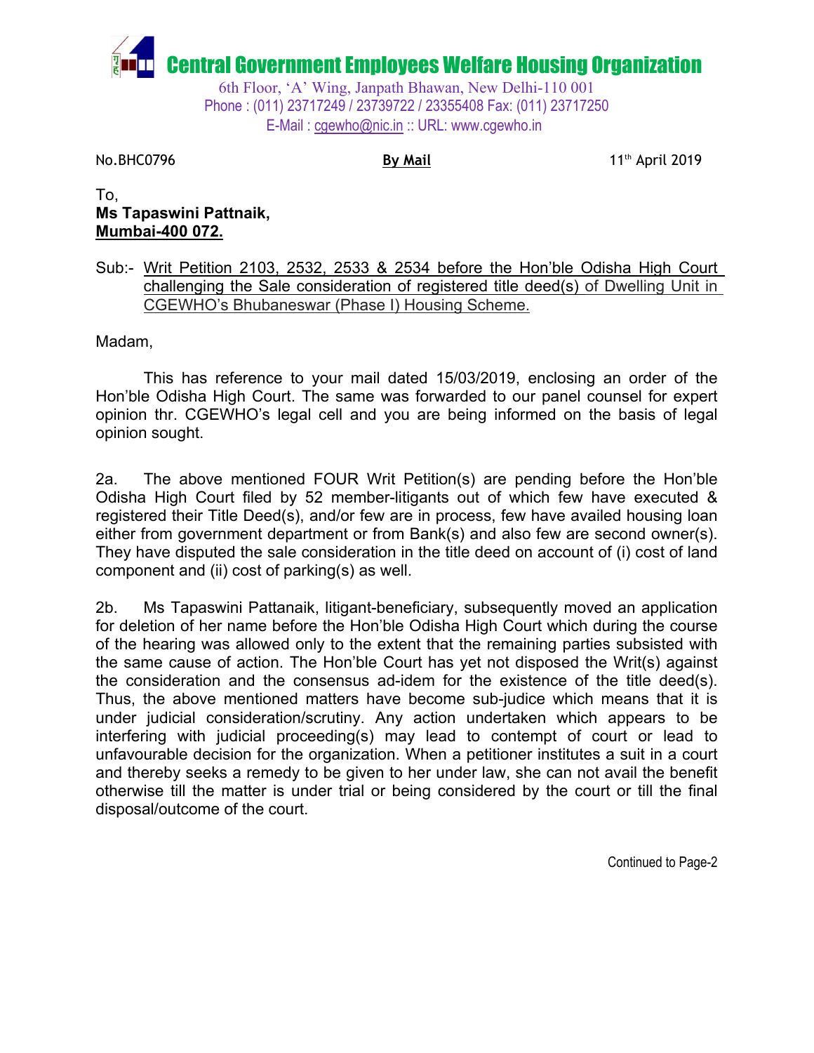# Central Government Employees Welfare Housing Organization

6th Floor, 'A' Wing, Janpath Bhawan, New Delhi-110 001
Phone : (011) 23717249 / 23739722 / 23355408 Fax: (011) 23717250
E-Mail : cgewho@nic.in :: URL: www.cgewho.in

No.BHC0796 **By Mail** 11th April 2019

To,
**Ms Tapaswini Pattnaik,**
**Mumbai-400 072.**

Sub:- Writ Petition 2103, 2532, 2533 & 2534 before the Hon'ble Odisha High Court challenging the Sale consideration of registered title deed(s) of Dwelling Unit in CGEWHO's Bhubaneswar (Phase I) Housing Scheme.

Madam,

This has reference to your mail dated 15/03/2019, enclosing an order of the Hon'ble Odisha High Court. The same was forwarded to our panel counsel for expert opinion thr. CGEWHO's legal cell and you are being informed on the basis of legal opinion sought.

2a. The above mentioned FOUR Writ Petition(s) are pending before the Hon'ble Odisha High Court filed by 52 member-litigants out of which few have executed & registered their Title Deed(s), and/or few are in process, few have availed housing loan either from government department or from Bank(s) and also few are second owner(s). They have disputed the sale consideration in the title deed on account of (i) cost of land component and (ii) cost of parking(s) as well.

2b. Ms Tapaswini Pattanaik, litigant-beneficiary, subsequently moved an application for deletion of her name before the Hon'ble Odisha High Court which during the course of the hearing was allowed only to the extent that the remaining parties subsisted with the same cause of action. The Hon'ble Court has yet not disposed the Writ(s) against the consideration and the consensus ad-idem for the existence of the title deed(s). Thus, the above mentioned matters have become sub-judice which means that it is under judicial consideration/scrutiny. Any action undertaken which appears to be interfering with judicial proceeding(s) may lead to contempt of court or lead to unfavourable decision for the organization. When a petitioner institutes a suit in a court and thereby seeks a remedy to be given to her under law, she can not avail the benefit otherwise till the matter is under trial or being considered by the court or till the final disposal/outcome of the court.

Continued to Page-2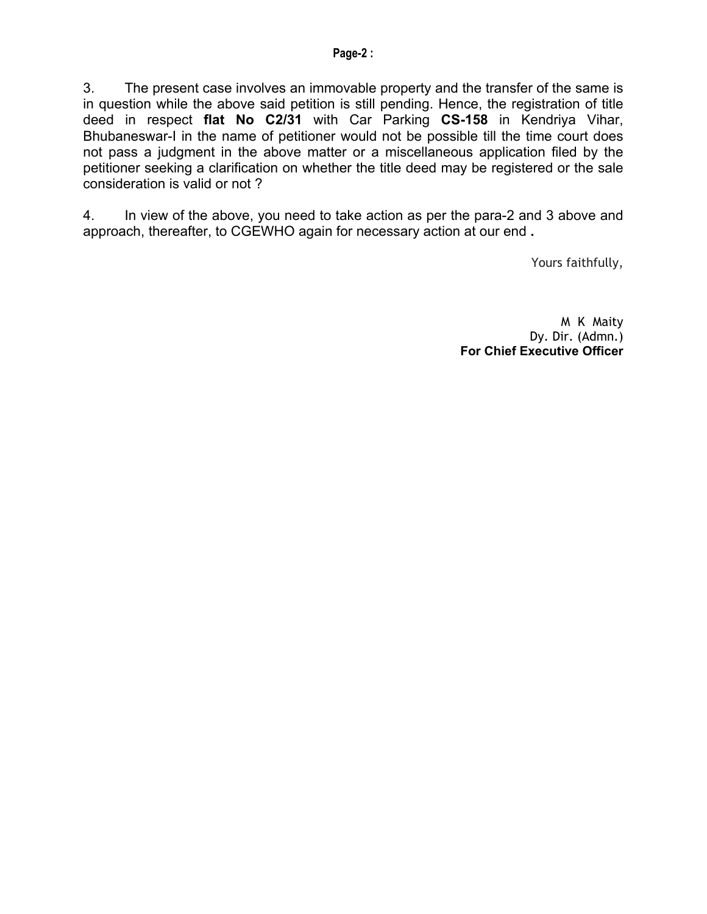3. The present case involves an immovable property and the transfer of the same is in question while the above said petition is still pending. Hence, the registration of title deed in respect **flat No C2/31** with Car Parking **CS-158** in Kendriya Vihar, Bhubaneswar-I in the name of petitioner would not be possible till the time court does not pass a judgment in the above matter or a miscellaneous application filed by the petitioner seeking a clarification on whether the title deed may be registered or the sale consideration is valid or not ?

4. In view of the above, you need to take action as per the para-2 and 3 above and approach, thereafter, to CGEWHO again for necessary action at our end **.**

Yours faithfully,

M K Maity
Dy. Dir. (Admn.)
**For Chief Executive Officer**